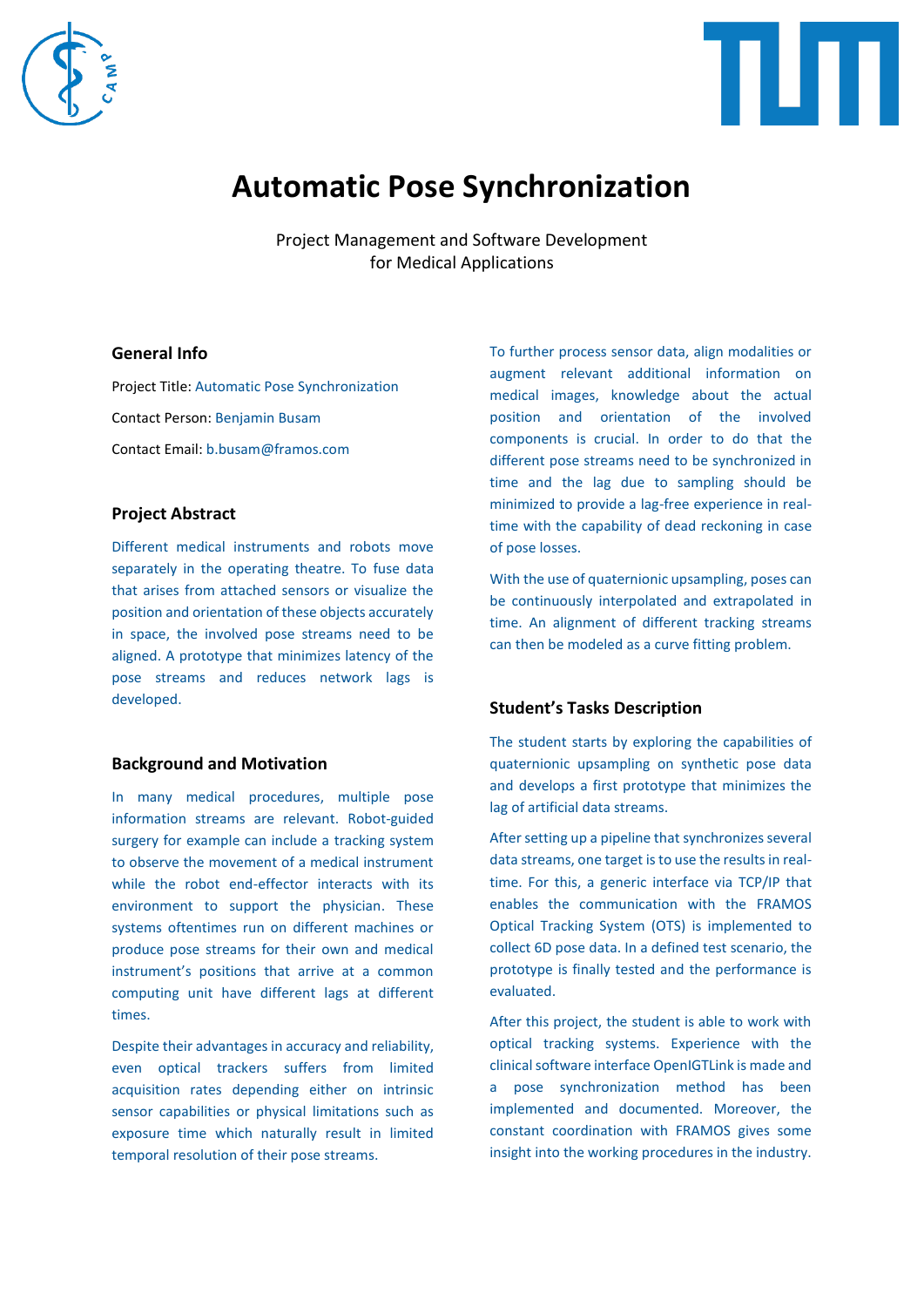# Automatic Pose Synchronization

Project Management and Software Development
for Medical Applications

## General Info

Project Title: Automatic Pose Synchronization

Contact Person: Benjamin Busam

Contact Email: b.busam@framos.com

## Project Abstract

Different medical instruments and robots move separately in the operating theatre. To fuse data that arises from attached sensors or visualize the position and orientation of these objects accurately in space, the involved pose streams need to be aligned. A prototype that minimizes latency of the pose streams and reduces network lags is developed.

## Background and Motivation

In many medical procedures, multiple pose information streams are relevant. Robot-guided surgery for example can include a tracking system to observe the movement of a medical instrument while the robot end-effector interacts with its environment to support the physician. These systems oftentimes run on different machines or produce pose streams for their own and medical instrument's positions that arrive at a common computing unit have different lags at different times.

Despite their advantages in accuracy and reliability, even optical trackers suffers from limited acquisition rates depending either on intrinsic sensor capabilities or physical limitations such as exposure time which naturally result in limited temporal resolution of their pose streams.

To further process sensor data, align modalities or augment relevant additional information on medical images, knowledge about the actual position and orientation of the involved components is crucial. In order to do that the different pose streams need to be synchronized in time and the lag due to sampling should be minimized to provide a lag-free experience in real-time with the capability of dead reckoning in case of pose losses.

With the use of quaternionic upsampling, poses can be continuously interpolated and extrapolated in time. An alignment of different tracking streams can then be modeled as a curve fitting problem.

## Student's Tasks Description

The student starts by exploring the capabilities of quaternionic upsampling on synthetic pose data and develops a first prototype that minimizes the lag of artificial data streams.

After setting up a pipeline that synchronizes several data streams, one target is to use the results in real-time. For this, a generic interface via TCP/IP that enables the communication with the FRAMOS Optical Tracking System (OTS) is implemented to collect 6D pose data. In a defined test scenario, the prototype is finally tested and the performance is evaluated.

After this project, the student is able to work with optical tracking systems. Experience with the clinical software interface OpenIGTLink is made and a pose synchronization method has been implemented and documented. Moreover, the constant coordination with FRAMOS gives some insight into the working procedures in the industry.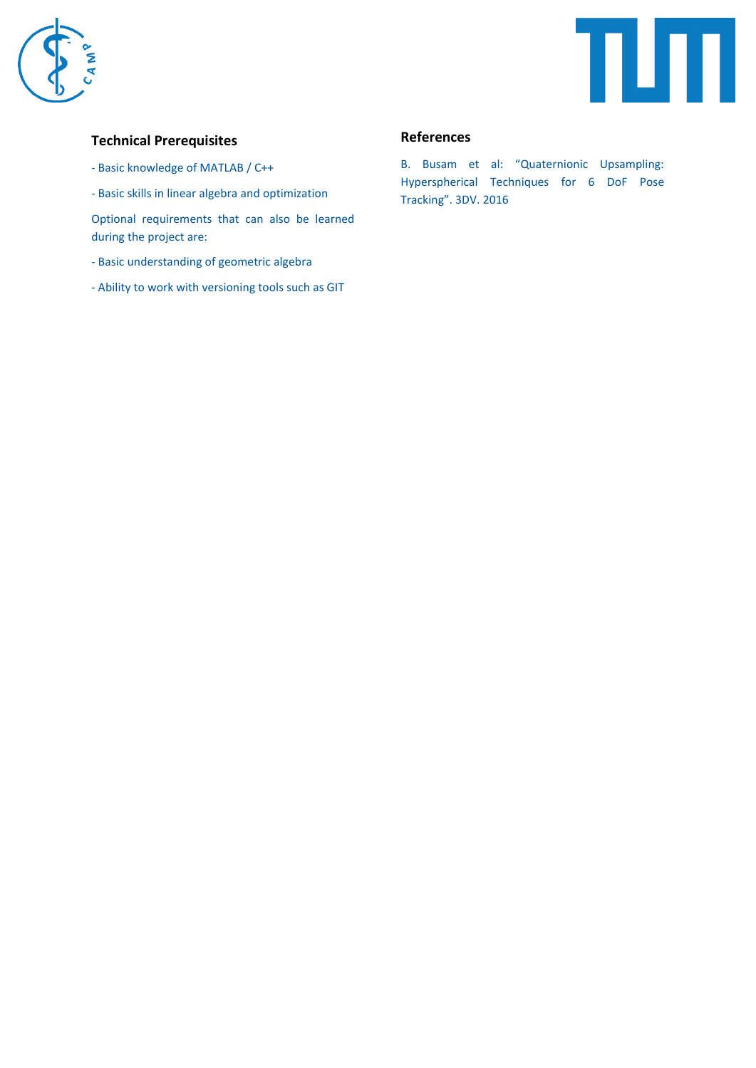## Technical Prerequisites

- Basic knowledge of MATLAB / C++

- Basic skills in linear algebra and optimization

Optional requirements that can also be learned during the project are:

- Basic understanding of geometric algebra

- Ability to work with versioning tools such as GIT

## References

B. Busam et al: “Quaternionic Upsampling: Hyperspherical Techniques for 6 DoF Pose Tracking”. 3DV. 2016